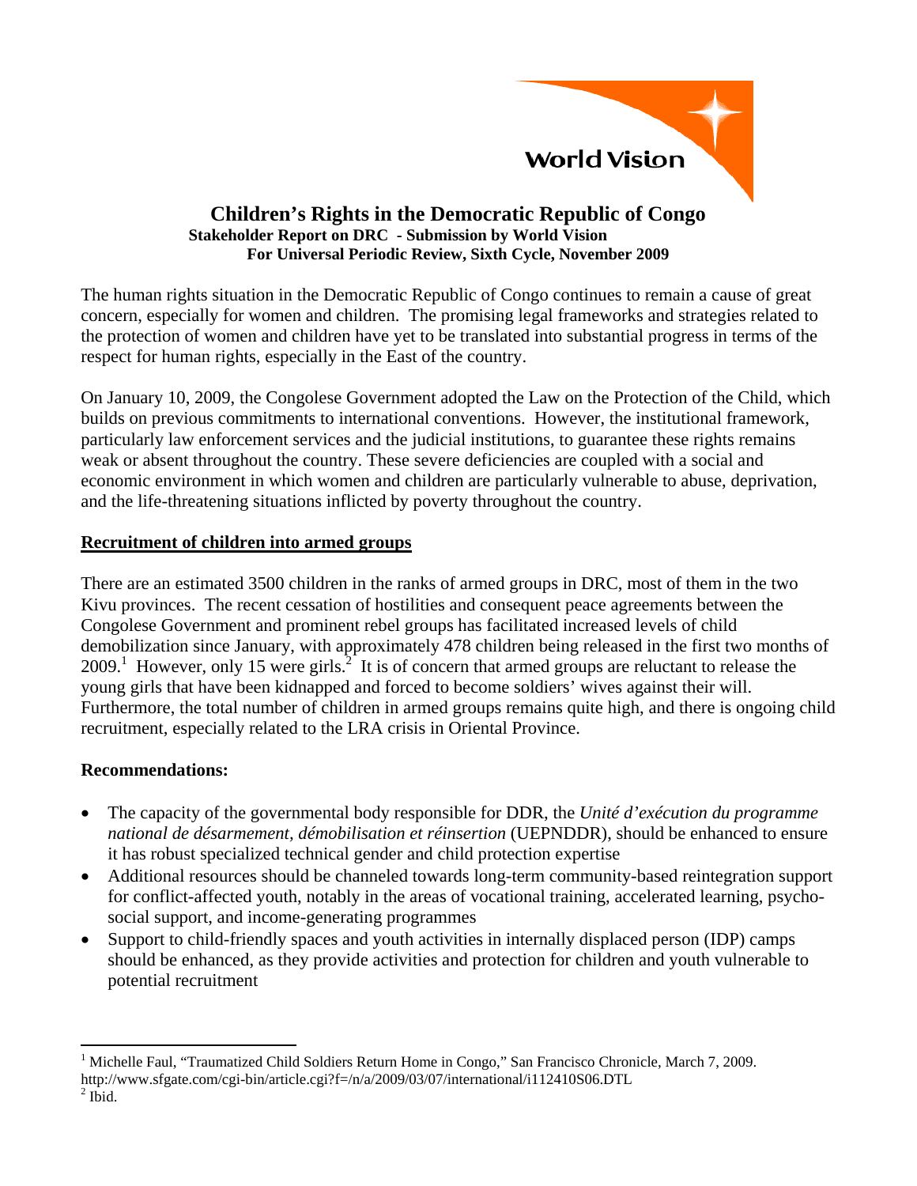World Vision

# Children's Rights in the Democratic Republic of Congo

**Stakeholder Report on DRC - Submission by World Vision**
**For Universal Periodic Review, Sixth Cycle, November 2009**

The human rights situation in the Democratic Republic of Congo continues to remain a cause of great concern, especially for women and children. The promising legal frameworks and strategies related to the protection of women and children have yet to be translated into substantial progress in terms of the respect for human rights, especially in the East of the country.

On January 10, 2009, the Congolese Government adopted the Law on the Protection of the Child, which builds on previous commitments to international conventions. However, the institutional framework, particularly law enforcement services and the judicial institutions, to guarantee these rights remains weak or absent throughout the country. These severe deficiencies are coupled with a social and economic environment in which women and children are particularly vulnerable to abuse, deprivation, and the life-threatening situations inflicted by poverty throughout the country.

## Recruitment of children into armed groups

There are an estimated 3500 children in the ranks of armed groups in DRC, most of them in the two Kivu provinces. The recent cessation of hostilities and consequent peace agreements between the Congolese Government and prominent rebel groups has facilitated increased levels of child demobilization since January, with approximately 478 children being released in the first two months of 2009.[1] However, only 15 were girls.[2] It is of concern that armed groups are reluctant to release the young girls that have been kidnapped and forced to become soldiers' wives against their will. Furthermore, the total number of children in armed groups remains quite high, and there is ongoing child recruitment, especially related to the LRA crisis in Oriental Province.

### Recommendations:

- The capacity of the governmental body responsible for DDR, the *Unité d'exécution du programme national de désarmement, démobilisation et réinsertion* (UEPNDDR), should be enhanced to ensure it has robust specialized technical gender and child protection expertise
- Additional resources should be channeled towards long-term community-based reintegration support for conflict-affected youth, notably in the areas of vocational training, accelerated learning, psycho-social support, and income-generating programmes
- Support to child-friendly spaces and youth activities in internally displaced person (IDP) camps should be enhanced, as they provide activities and protection for children and youth vulnerable to potential recruitment

---

[1] Michelle Faul, "Traumatized Child Soldiers Return Home in Congo," San Francisco Chronicle, March 7, 2009. http://www.sfgate.com/cgi-bin/article.cgi?f=/n/a/2009/03/07/international/i112410S06.DTL

[2] Ibid.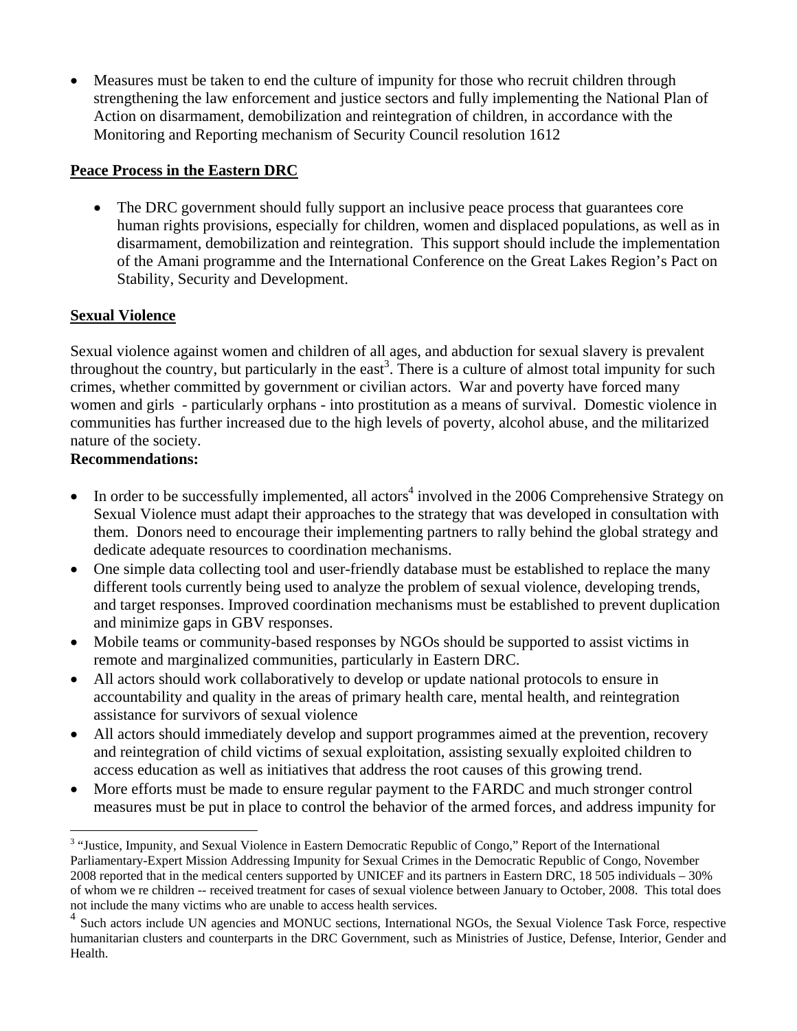- Measures must be taken to end the culture of impunity for those who recruit children through strengthening the law enforcement and justice sectors and fully implementing the National Plan of Action on disarmament, demobilization and reintegration of children, in accordance with the Monitoring and Reporting mechanism of Security Council resolution 1612

## Peace Process in the Eastern DRC

- The DRC government should fully support an inclusive peace process that guarantees core human rights provisions, especially for children, women and displaced populations, as well as in disarmament, demobilization and reintegration. This support should include the implementation of the Amani programme and the International Conference on the Great Lakes Region's Pact on Stability, Security and Development.

## Sexual Violence

Sexual violence against women and children of all ages, and abduction for sexual slavery is prevalent throughout the country, but particularly in the east[3]. There is a culture of almost total impunity for such crimes, whether committed by government or civilian actors. War and poverty have forced many women and girls - particularly orphans - into prostitution as a means of survival. Domestic violence in communities has further increased due to the high levels of poverty, alcohol abuse, and the militarized nature of the society.

**Recommendations:**

- In order to be successfully implemented, all actors[4] involved in the 2006 Comprehensive Strategy on Sexual Violence must adapt their approaches to the strategy that was developed in consultation with them. Donors need to encourage their implementing partners to rally behind the global strategy and dedicate adequate resources to coordination mechanisms.
- One simple data collecting tool and user-friendly database must be established to replace the many different tools currently being used to analyze the problem of sexual violence, developing trends, and target responses. Improved coordination mechanisms must be established to prevent duplication and minimize gaps in GBV responses.
- Mobile teams or community-based responses by NGOs should be supported to assist victims in remote and marginalized communities, particularly in Eastern DRC.
- All actors should work collaboratively to develop or update national protocols to ensure in accountability and quality in the areas of primary health care, mental health, and reintegration assistance for survivors of sexual violence
- All actors should immediately develop and support programmes aimed at the prevention, recovery and reintegration of child victims of sexual exploitation, assisting sexually exploited children to access education as well as initiatives that address the root causes of this growing trend.
- More efforts must be made to ensure regular payment to the FARDC and much stronger control measures must be put in place to control the behavior of the armed forces, and address impunity for

---

[3] "Justice, Impunity, and Sexual Violence in Eastern Democratic Republic of Congo," Report of the International Parliamentary-Expert Mission Addressing Impunity for Sexual Crimes in the Democratic Republic of Congo, November 2008 reported that in the medical centers supported by UNICEF and its partners in Eastern DRC, 18 505 individuals – 30% of whom we re children -- received treatment for cases of sexual violence between January to October, 2008. This total does not include the many victims who are unable to access health services.

[4] Such actors include UN agencies and MONUC sections, International NGOs, the Sexual Violence Task Force, respective humanitarian clusters and counterparts in the DRC Government, such as Ministries of Justice, Defense, Interior, Gender and Health.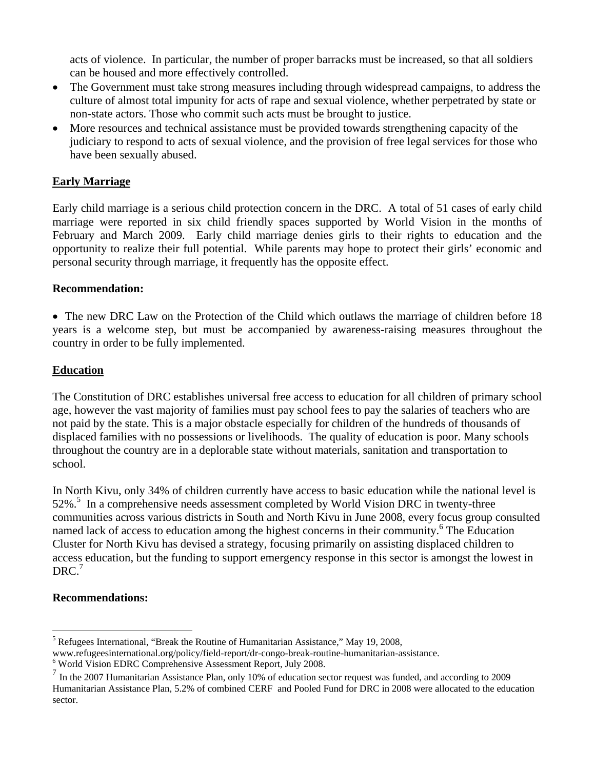acts of violence. In particular, the number of proper barracks must be increased, so that all soldiers can be housed and more effectively controlled.

- The Government must take strong measures including through widespread campaigns, to address the culture of almost total impunity for acts of rape and sexual violence, whether perpetrated by state or non-state actors. Those who commit such acts must be brought to justice.
- More resources and technical assistance must be provided towards strengthening capacity of the judiciary to respond to acts of sexual violence, and the provision of free legal services for those who have been sexually abused.

## Early Marriage

Early child marriage is a serious child protection concern in the DRC. A total of 51 cases of early child marriage were reported in six child friendly spaces supported by World Vision in the months of February and March 2009. Early child marriage denies girls to their rights to education and the opportunity to realize their full potential. While parents may hope to protect their girls' economic and personal security through marriage, it frequently has the opposite effect.

**Recommendation:**

- The new DRC Law on the Protection of the Child which outlaws the marriage of children before 18 years is a welcome step, but must be accompanied by awareness-raising measures throughout the country in order to be fully implemented.

## Education

The Constitution of DRC establishes universal free access to education for all children of primary school age, however the vast majority of families must pay school fees to pay the salaries of teachers who are not paid by the state. This is a major obstacle especially for children of the hundreds of thousands of displaced families with no possessions or livelihoods. The quality of education is poor. Many schools throughout the country are in a deplorable state without materials, sanitation and transportation to school.

In North Kivu, only 34% of children currently have access to basic education while the national level is 52%.[5] In a comprehensive needs assessment completed by World Vision DRC in twenty-three communities across various districts in South and North Kivu in June 2008, every focus group consulted named lack of access to education among the highest concerns in their community.[6] The Education Cluster for North Kivu has devised a strategy, focusing primarily on assisting displaced children to access education, but the funding to support emergency response in this sector is amongst the lowest in DRC.[7]

**Recommendations:**

---

[5] Refugees International, "Break the Routine of Humanitarian Assistance," May 19, 2008, www.refugeesinternational.org/policy/field-report/dr-congo-break-routine-humanitarian-assistance.

[6] World Vision EDRC Comprehensive Assessment Report, July 2008.

[7] In the 2007 Humanitarian Assistance Plan, only 10% of education sector request was funded, and according to 2009 Humanitarian Assistance Plan, 5.2% of combined CERF and Pooled Fund for DRC in 2008 were allocated to the education sector.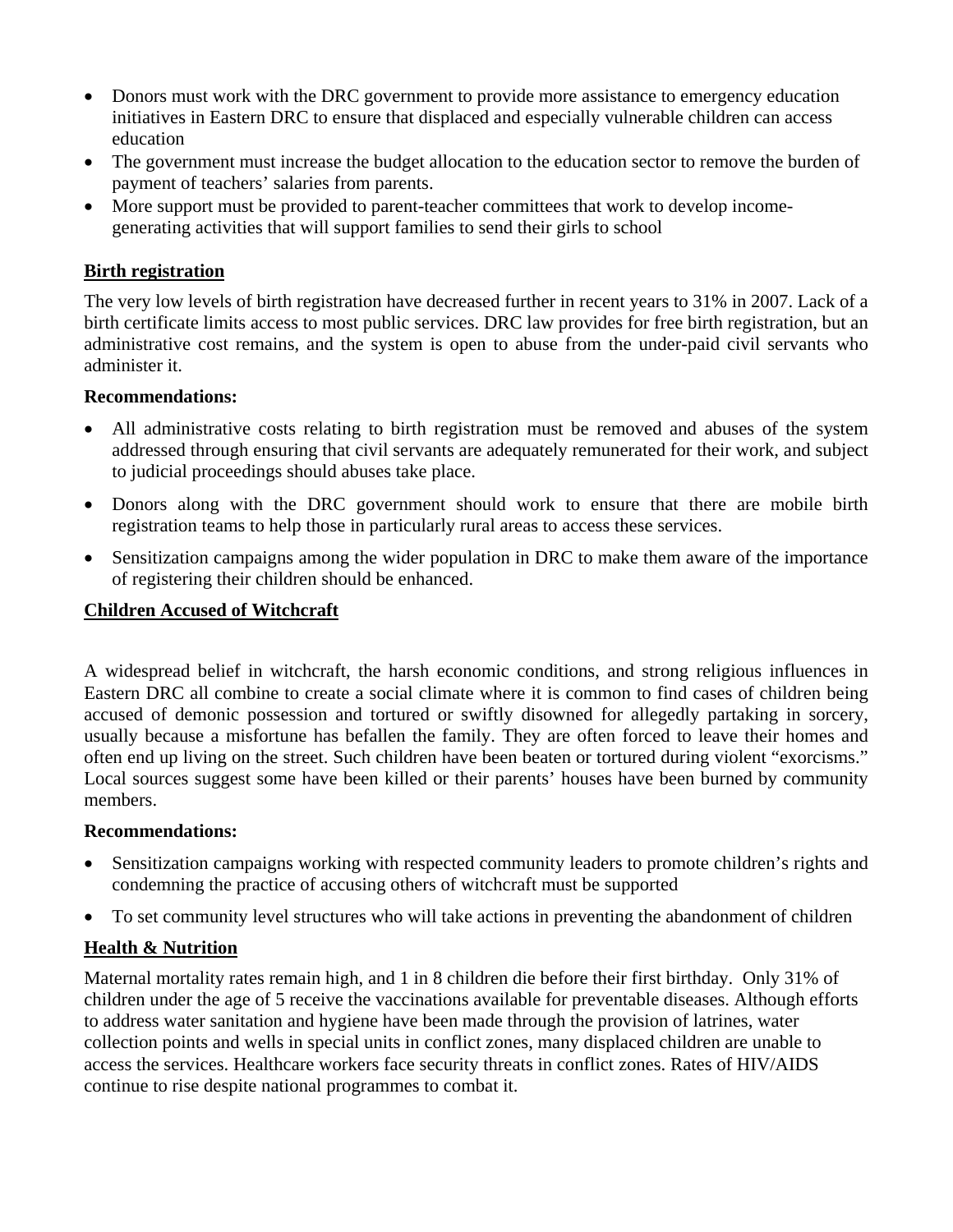- Donors must work with the DRC government to provide more assistance to emergency education initiatives in Eastern DRC to ensure that displaced and especially vulnerable children can access education
- The government must increase the budget allocation to the education sector to remove the burden of payment of teachers' salaries from parents.
- More support must be provided to parent-teacher committees that work to develop income-generating activities that will support families to send their girls to school

## Birth registration

The very low levels of birth registration have decreased further in recent years to 31% in 2007. Lack of a birth certificate limits access to most public services. DRC law provides for free birth registration, but an administrative cost remains, and the system is open to abuse from the under-paid civil servants who administer it.

**Recommendations:**

- All administrative costs relating to birth registration must be removed and abuses of the system addressed through ensuring that civil servants are adequately remunerated for their work, and subject to judicial proceedings should abuses take place.
- Donors along with the DRC government should work to ensure that there are mobile birth registration teams to help those in particularly rural areas to access these services.
- Sensitization campaigns among the wider population in DRC to make them aware of the importance of registering their children should be enhanced.

## Children Accused of Witchcraft

A widespread belief in witchcraft, the harsh economic conditions, and strong religious influences in Eastern DRC all combine to create a social climate where it is common to find cases of children being accused of demonic possession and tortured or swiftly disowned for allegedly partaking in sorcery, usually because a misfortune has befallen the family. They are often forced to leave their homes and often end up living on the street. Such children have been beaten or tortured during violent "exorcisms." Local sources suggest some have been killed or their parents' houses have been burned by community members.

**Recommendations:**

- Sensitization campaigns working with respected community leaders to promote children's rights and condemning the practice of accusing others of witchcraft must be supported
- To set community level structures who will take actions in preventing the abandonment of children

## Health & Nutrition

Maternal mortality rates remain high, and 1 in 8 children die before their first birthday. Only 31% of children under the age of 5 receive the vaccinations available for preventable diseases. Although efforts to address water sanitation and hygiene have been made through the provision of latrines, water collection points and wells in special units in conflict zones, many displaced children are unable to access the services. Healthcare workers face security threats in conflict zones. Rates of HIV/AIDS continue to rise despite national programmes to combat it.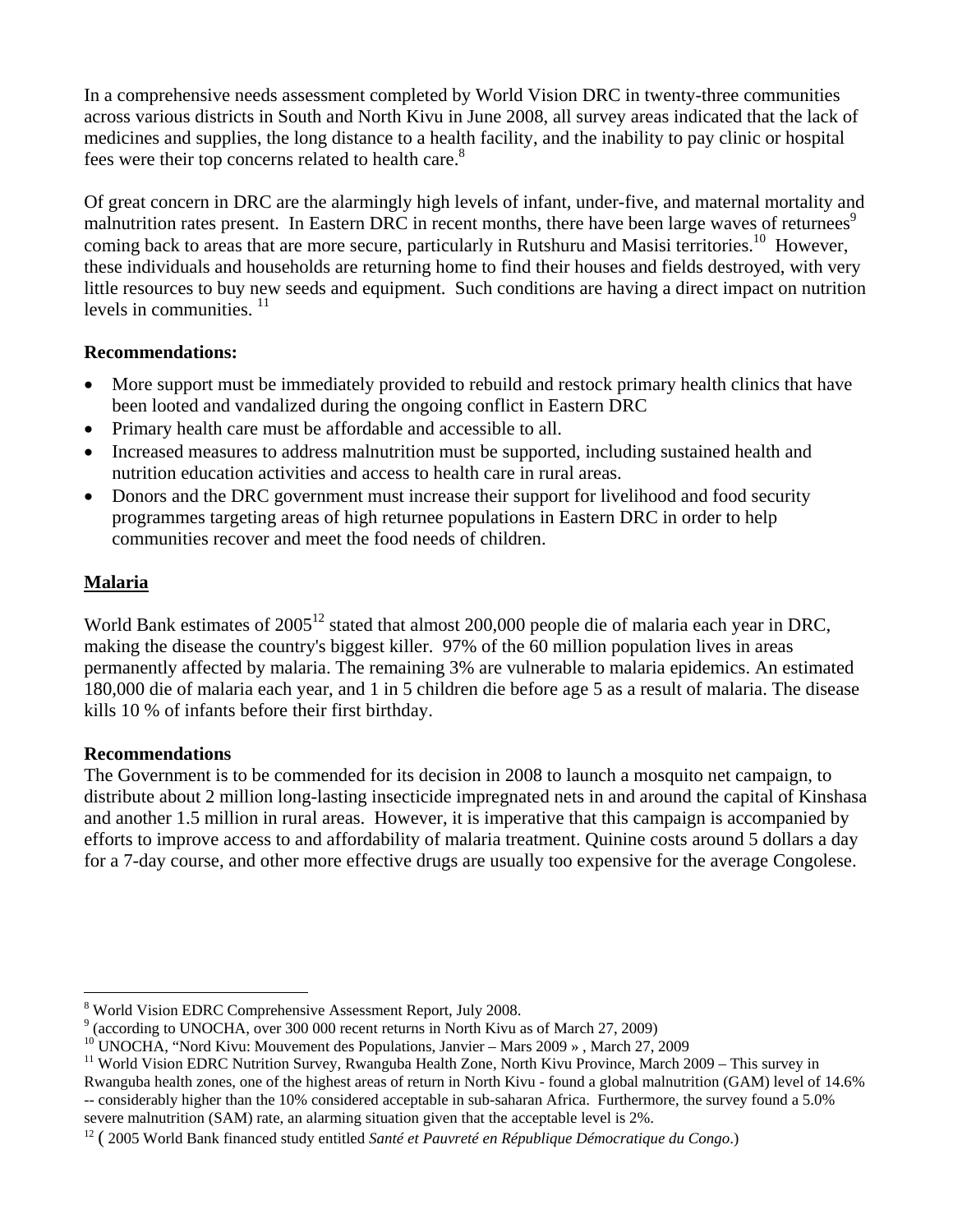In a comprehensive needs assessment completed by World Vision DRC in twenty-three communities across various districts in South and North Kivu in June 2008, all survey areas indicated that the lack of medicines and supplies, the long distance to a health facility, and the inability to pay clinic or hospital fees were their top concerns related to health care.[8]

Of great concern in DRC are the alarmingly high levels of infant, under-five, and maternal mortality and malnutrition rates present. In Eastern DRC in recent months, there have been large waves of returnees[9] coming back to areas that are more secure, particularly in Rutshuru and Masisi territories.[10] However, these individuals and households are returning home to find their houses and fields destroyed, with very little resources to buy new seeds and equipment. Such conditions are having a direct impact on nutrition levels in communities.[11]

**Recommendations:**

- More support must be immediately provided to rebuild and restock primary health clinics that have been looted and vandalized during the ongoing conflict in Eastern DRC
- Primary health care must be affordable and accessible to all.
- Increased measures to address malnutrition must be supported, including sustained health and nutrition education activities and access to health care in rural areas.
- Donors and the DRC government must increase their support for livelihood and food security programmes targeting areas of high returnee populations in Eastern DRC in order to help communities recover and meet the food needs of children.

## Malaria

World Bank estimates of 2005[12] stated that almost 200,000 people die of malaria each year in DRC, making the disease the country's biggest killer. 97% of the 60 million population lives in areas permanently affected by malaria. The remaining 3% are vulnerable to malaria epidemics. An estimated 180,000 die of malaria each year, and 1 in 5 children die before age 5 as a result of malaria. The disease kills 10 % of infants before their first birthday.

**Recommendations**

The Government is to be commended for its decision in 2008 to launch a mosquito net campaign, to distribute about 2 million long-lasting insecticide impregnated nets in and around the capital of Kinshasa and another 1.5 million in rural areas. However, it is imperative that this campaign is accompanied by efforts to improve access to and affordability of malaria treatment. Quinine costs around 5 dollars a day for a 7-day course, and other more effective drugs are usually too expensive for the average Congolese.

---

[8] World Vision EDRC Comprehensive Assessment Report, July 2008.

[9] (according to UNOCHA, over 300 000 recent returns in North Kivu as of March 27, 2009)

[10] UNOCHA, "Nord Kivu: Mouvement des Populations, Janvier – Mars 2009 » , March 27, 2009

[11] World Vision EDRC Nutrition Survey, Rwanguba Health Zone, North Kivu Province, March 2009 – This survey in Rwanguba health zones, one of the highest areas of return in North Kivu - found a global malnutrition (GAM) level of 14.6% -- considerably higher than the 10% considered acceptable in sub-saharan Africa. Furthermore, the survey found a 5.0% severe malnutrition (SAM) rate, an alarming situation given that the acceptable level is 2%.

[12] ( 2005 World Bank financed study entitled *Santé et Pauvreté en République Démocratique du Congo*.)